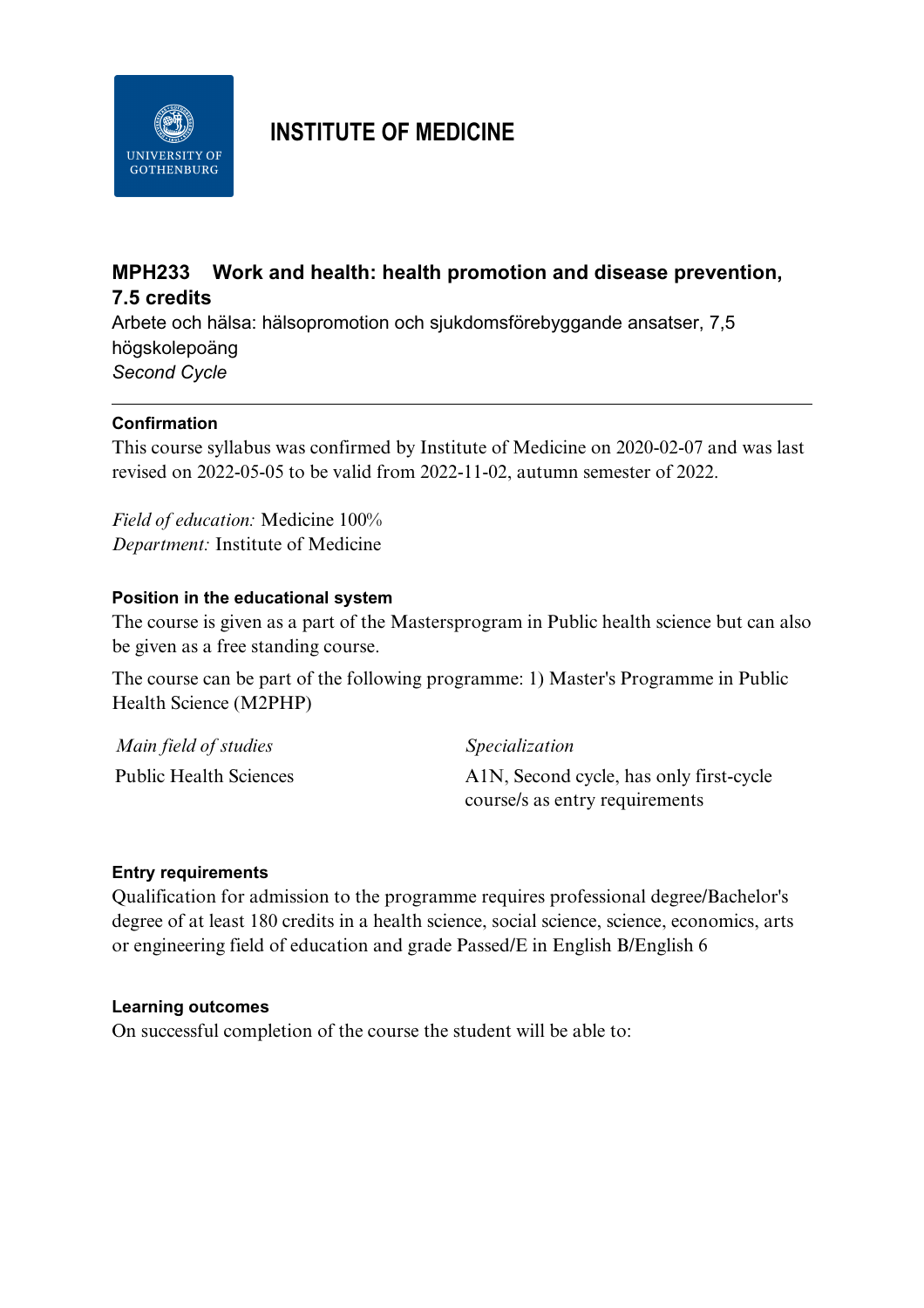# INSTITUTE OF MEDICINE

## MPH233 Work and health: health promotion and disease prevention, 7.5 credits

Arbete och hälsa: hälsopromotion och sjukdomsförebyggande ansatser, 7,5 högskolepoäng

*Second Cycle*

---

### Confirmation

This course syllabus was confirmed by Institute of Medicine on 2020-02-07 and was last revised on 2022-05-05 to be valid from 2022-11-02, autumn semester of 2022.

*Field of education:* Medicine 100%
*Department:* Institute of Medicine

### Position in the educational system

The course is given as a part of the Mastersprogram in Public health science but can also be given as a free standing course.

The course can be part of the following programme: 1) Master's Programme in Public Health Science (M2PHP)

| *Main field of studies* | *Specialization* |
|---|---|
| Public Health Sciences | A1N, Second cycle, has only first-cycle course/s as entry requirements |

### Entry requirements

Qualification for admission to the programme requires professional degree/Bachelor's degree of at least 180 credits in a health science, social science, science, economics, arts or engineering field of education and grade Passed/E in English B/English 6

### Learning outcomes

On successful completion of the course the student will be able to: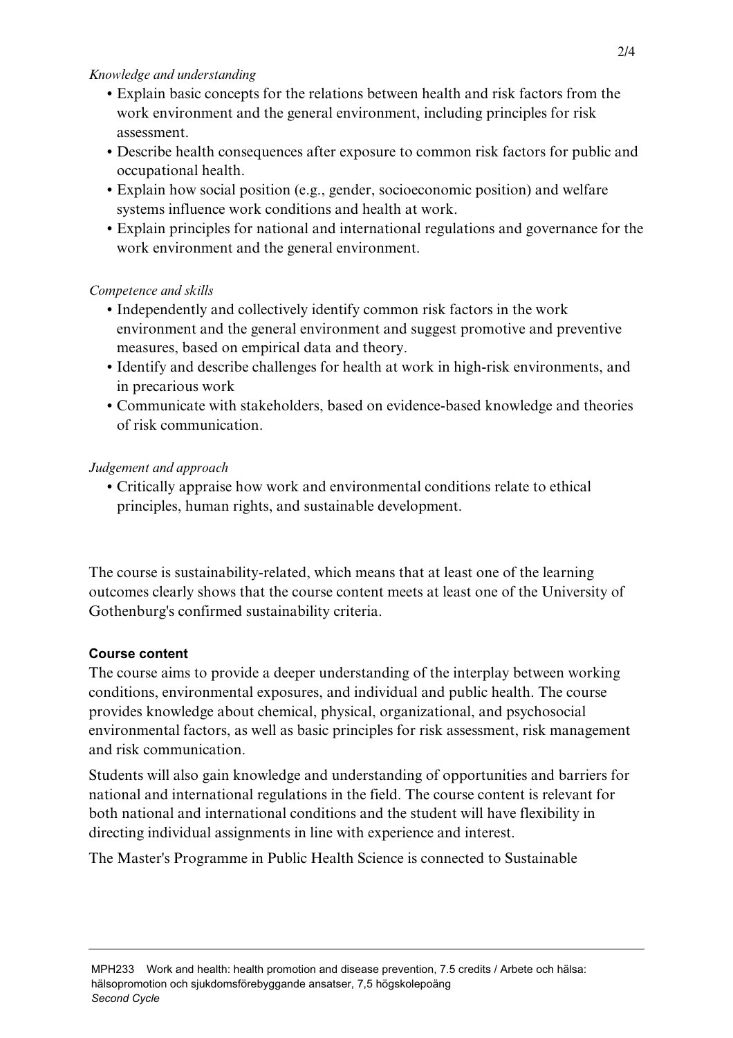*Knowledge and understanding*

- Explain basic concepts for the relations between health and risk factors from the work environment and the general environment, including principles for risk assessment.
- Describe health consequences after exposure to common risk factors for public and occupational health.
- Explain how social position (e.g., gender, socioeconomic position) and welfare systems influence work conditions and health at work.
- Explain principles for national and international regulations and governance for the work environment and the general environment.

*Competence and skills*

- Independently and collectively identify common risk factors in the work environment and the general environment and suggest promotive and preventive measures, based on empirical data and theory.
- Identify and describe challenges for health at work in high-risk environments, and in precarious work
- Communicate with stakeholders, based on evidence-based knowledge and theories of risk communication.

*Judgement and approach*

- Critically appraise how work and environmental conditions relate to ethical principles, human rights, and sustainable development.

The course is sustainability-related, which means that at least one of the learning outcomes clearly shows that the course content meets at least one of the University of Gothenburg's confirmed sustainability criteria.

**Course content**

The course aims to provide a deeper understanding of the interplay between working conditions, environmental exposures, and individual and public health. The course provides knowledge about chemical, physical, organizational, and psychosocial environmental factors, as well as basic principles for risk assessment, risk management and risk communication.

Students will also gain knowledge and understanding of opportunities and barriers for national and international regulations in the field. The course content is relevant for both national and international conditions and the student will have flexibility in directing individual assignments in line with experience and interest.

The Master's Programme in Public Health Science is connected to Sustainable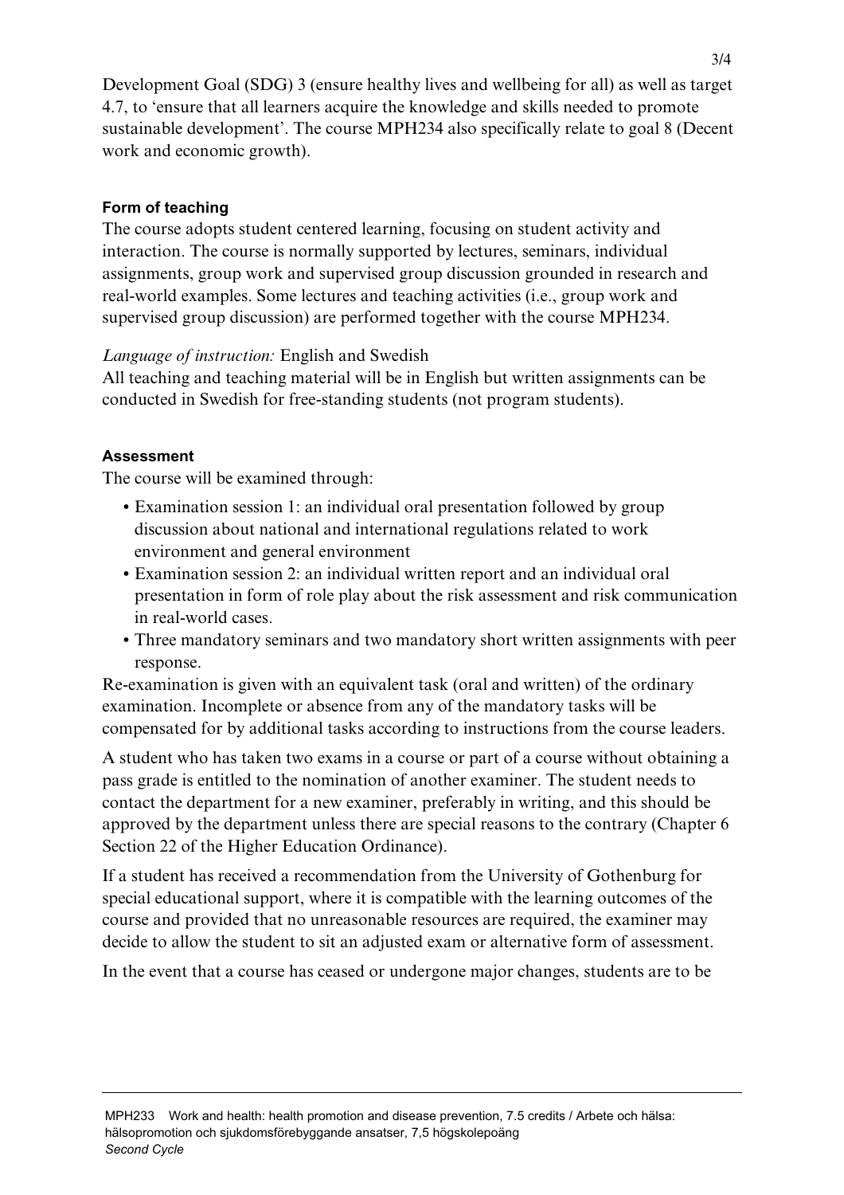Development Goal (SDG) 3 (ensure healthy lives and wellbeing for all) as well as target 4.7, to 'ensure that all learners acquire the knowledge and skills needed to promote sustainable development'. The course MPH234 also specifically relate to goal 8 (Decent work and economic growth).

### Form of teaching

The course adopts student centered learning, focusing on student activity and interaction. The course is normally supported by lectures, seminars, individual assignments, group work and supervised group discussion grounded in research and real-world examples. Some lectures and teaching activities (i.e., group work and supervised group discussion) are performed together with the course MPH234.

*Language of instruction:* English and Swedish
All teaching and teaching material will be in English but written assignments can be conducted in Swedish for free-standing students (not program students).

### Assessment

The course will be examined through:

- Examination session 1: an individual oral presentation followed by group discussion about national and international regulations related to work environment and general environment
- Examination session 2: an individual written report and an individual oral presentation in form of role play about the risk assessment and risk communication in real-world cases.
- Three mandatory seminars and two mandatory short written assignments with peer response.

Re-examination is given with an equivalent task (oral and written) of the ordinary examination. Incomplete or absence from any of the mandatory tasks will be compensated for by additional tasks according to instructions from the course leaders.

A student who has taken two exams in a course or part of a course without obtaining a pass grade is entitled to the nomination of another examiner. The student needs to contact the department for a new examiner, preferably in writing, and this should be approved by the department unless there are special reasons to the contrary (Chapter 6 Section 22 of the Higher Education Ordinance).

If a student has received a recommendation from the University of Gothenburg for special educational support, where it is compatible with the learning outcomes of the course and provided that no unreasonable resources are required, the examiner may decide to allow the student to sit an adjusted exam or alternative form of assessment.

In the event that a course has ceased or undergone major changes, students are to be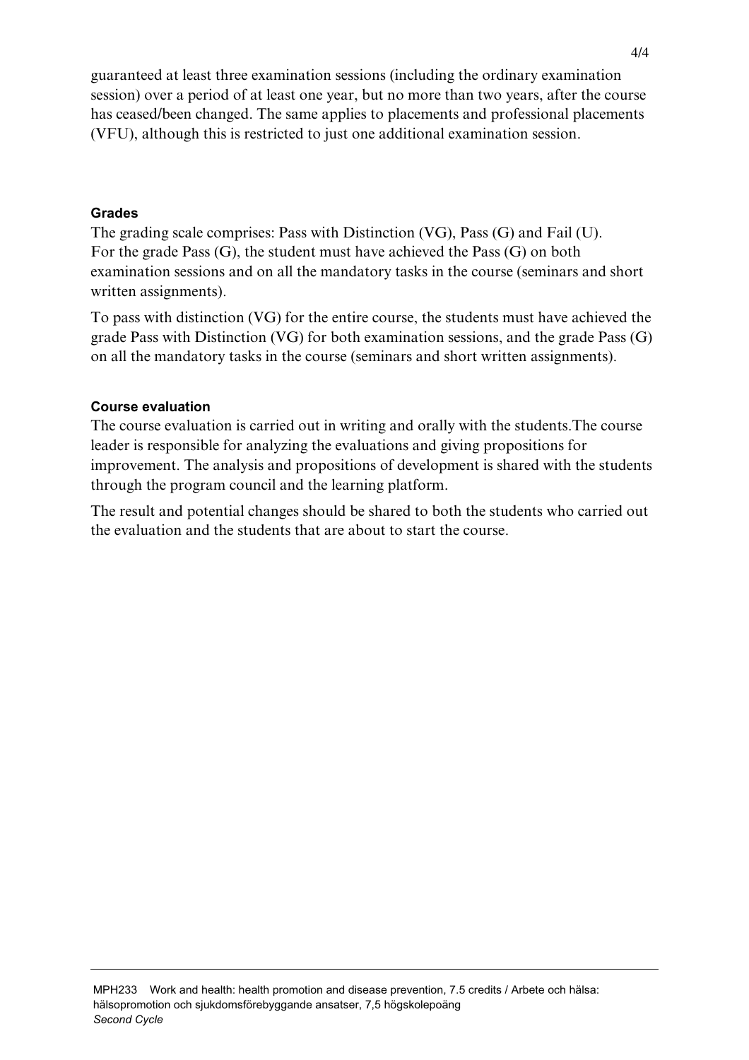guaranteed at least three examination sessions (including the ordinary examination session) over a period of at least one year, but no more than two years, after the course has ceased/been changed. The same applies to placements and professional placements (VFU), although this is restricted to just one additional examination session.

### Grades

The grading scale comprises: Pass with Distinction (VG), Pass (G) and Fail (U). For the grade Pass (G), the student must have achieved the Pass (G) on both examination sessions and on all the mandatory tasks in the course (seminars and short written assignments).

To pass with distinction (VG) for the entire course, the students must have achieved the grade Pass with Distinction (VG) for both examination sessions, and the grade Pass (G) on all the mandatory tasks in the course (seminars and short written assignments).

### Course evaluation

The course evaluation is carried out in writing and orally with the students.The course leader is responsible for analyzing the evaluations and giving propositions for improvement. The analysis and propositions of development is shared with the students through the program council and the learning platform.

The result and potential changes should be shared to both the students who carried out the evaluation and the students that are about to start the course.